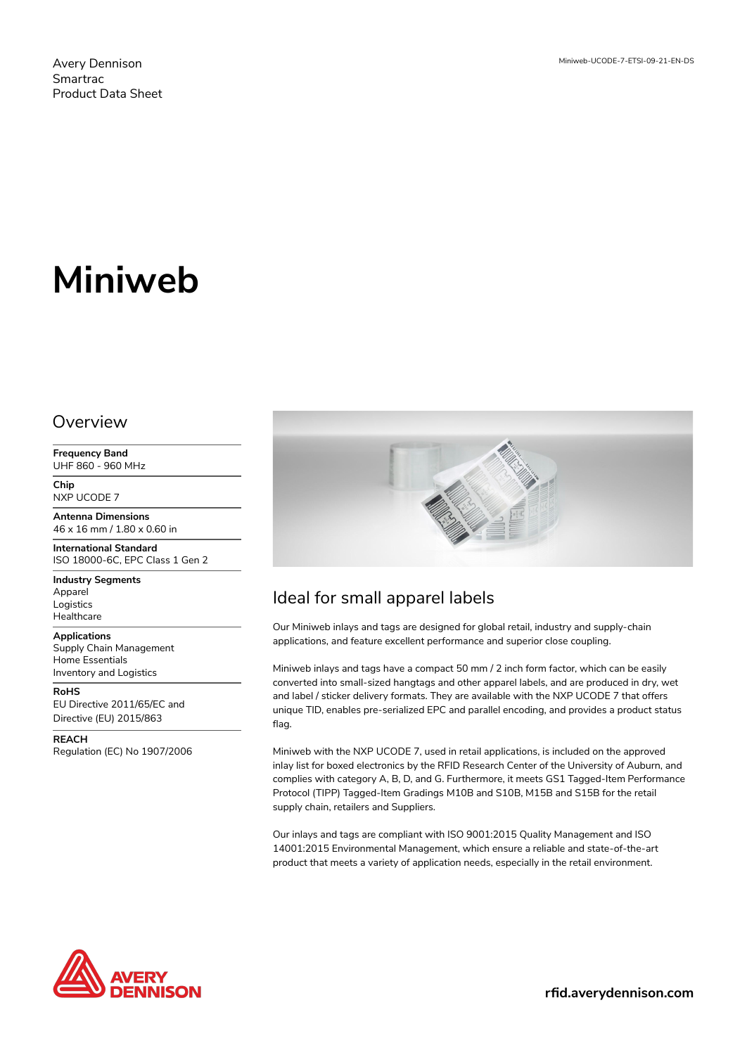Avery Dennison
Smartrac
Product Data Sheet

Miniweb-UCODE-7-ETSI-09-21-EN-DS

# Miniweb

## Overview

**Frequency Band**
UHF 860 - 960 MHz

**Chip**
NXP UCODE 7

**Antenna Dimensions**
46 x 16 mm / 1.80 x 0.60 in

**International Standard**
ISO 18000-6C, EPC Class 1 Gen 2

**Industry Segments**
Apparel
Logistics
Healthcare

**Applications**
Supply Chain Management
Home Essentials
Inventory and Logistics

**RoHS**
EU Directive 2011/65/EC and Directive (EU) 2015/863

**REACH**
Regulation (EC) No 1907/2006

## Ideal for small apparel labels

Our Miniweb inlays and tags are designed for global retail, industry and supply-chain applications, and feature excellent performance and superior close coupling.

Miniweb inlays and tags have a compact 50 mm / 2 inch form factor, which can be easily converted into small-sized hangtags and other apparel labels, and are produced in dry, wet and label / sticker delivery formats. They are available with the NXP UCODE 7 that offers unique TID, enables pre-serialized EPC and parallel encoding, and provides a product status flag.

Miniweb with the NXP UCODE 7, used in retail applications, is included on the approved inlay list for boxed electronics by the RFID Research Center of the University of Auburn, and complies with category A, B, D, and G. Furthermore, it meets GS1 Tagged-Item Performance Protocol (TIPP) Tagged-Item Gradings M10B and S10B, M15B and S15B for the retail supply chain, retailers and Suppliers.

Our inlays and tags are compliant with ISO 9001:2015 Quality Management and ISO 14001:2015 Environmental Management, which ensure a reliable and state-of-the-art product that meets a variety of application needs, especially in the retail environment.

AVERY DENNISON

**rfid.averydennison.com**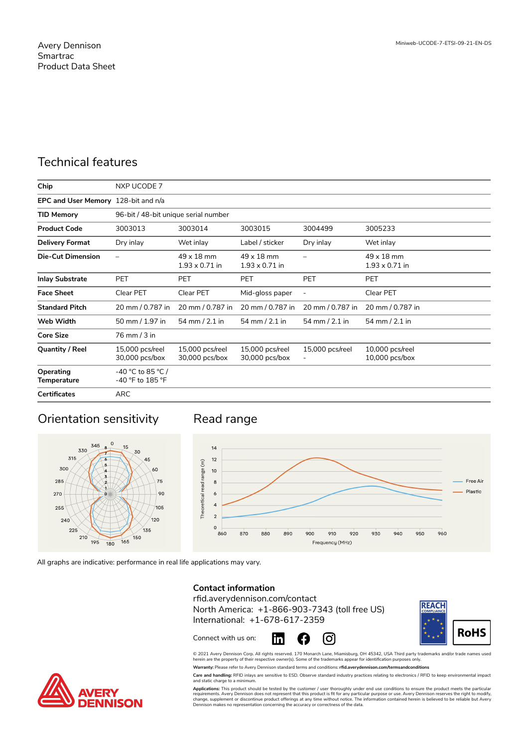Avery Dennison
Smartrac
Product Data Sheet

Miniweb-UCODE-7-ETSI-09-21-EN-DS

## Technical features

| | | | | | |
|---|---|---|---|---|---|
| **Chip** | NXP UCODE 7 | | | | |
| **EPC and User Memory** | 128-bit and n/a | | | | |
| **TID Memory** | 96-bit / 48-bit unique serial number | | | | |
| **Product Code** | 3003013 | 3003014 | 3003015 | 3004499 | 3005233 |
| **Delivery Format** | Dry inlay | Wet inlay | Label / sticker | Dry inlay | Wet inlay |
| **Die-Cut Dimension** | – | 49 x 18 mm 1.93 x 0.71 in | 49 x 18 mm 1.93 x 0.71 in | – | 49 x 18 mm 1.93 x 0.71 in |
| **Inlay Substrate** | PET | PET | PET | PET | PET |
| **Face Sheet** | Clear PET | Clear PET | Mid-gloss paper | - | Clear PET |
| **Standard Pitch** | 20 mm / 0.787 in | 20 mm / 0.787 in | 20 mm / 0.787 in | 20 mm / 0.787 in | 20 mm / 0.787 in |
| **Web Width** | 50 mm / 1.97 in | 54 mm / 2.1 in | 54 mm / 2.1 in | 54 mm / 2.1 in | 54 mm / 2.1 in |
| **Core Size** | 76 mm / 3 in | | | | |
| **Quantity / Reel** | 15,000 pcs/reel 30,000 pcs/box | 15,000 pcs/reel 30,000 pcs/box | 15,000 pcs/reel 30,000 pcs/box | 15,000 pcs/reel - | 10,000 pcs/reel 10,000 pcs/box |
| **Operating Temperature** | -40 °C to 85 °C / -40 °F to 185 °F | | | | |
| **Certificates** | ARC | | | | |

## Orientation sensitivity

0
15
30
45
60
75
90
105
120
135
150
165
180
195
210
225
240
255
270
285
300
315
330
345
0
1
2
3
4
5
6
7
8

## Read range

Theoretical read range (m)
0
2
4
6
8
10
12
14
860
870
880
890
900
910
920
930
940
950
960
Frequency (MHz)
Free Air
Plastic

All graphs are indicative: performance in real life applications may vary.

**Contact information**
rfid.averydennison.com/contact
North America: +1-866-903-7343 (toll free US)
International: +1-678-617-2359

Connect with us on:

REACH COMPLIANCE

RoHS

© 2021 Avery Dennison Corp. All rights reserved. 170 Monarch Lane, Miamisburg, OH 45342, USA Third party trademarks and/or trade names used herein are the property of their respective owner(s). Some of the trademarks appear for identification purposes only.

**Warranty:** Please refer to Avery Dennison standard terms and conditions: **rfid.averydennison.com/termsandconditions**

**Care and handling:** RFID inlays are sensitive to ESD. Observe standard industry practices relating to electronics / RFID to keep environmental impact and static charge to a minimum.

**Applications:** This product should be tested by the customer / user thoroughly under end use conditions to ensure the product meets the particular requirements. Avery Dennison does not represent that this product is fit for any particular purpose or use. Avery Dennison reserves the right to modify, change, supplement or discontinue product offerings at any time without notice. The information contained herein is believed to be reliable but Avery Dennison makes no representation concerning the accuracy or correctness of the data.

AVERY DENNISON